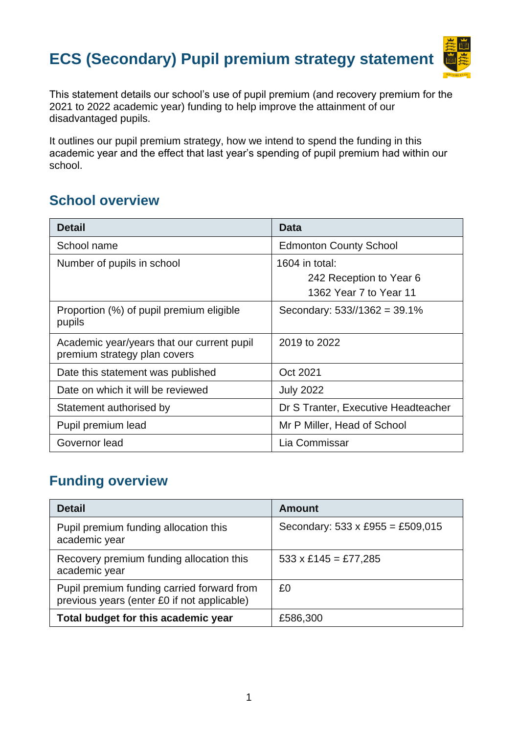# ECS (Secondary) Pupil premium strategy statement

This statement details our school's use of pupil premium (and recovery premium for the 2021 to 2022 academic year) funding to help improve the attainment of our disadvantaged pupils.

It outlines our pupil premium strategy, how we intend to spend the funding in this academic year and the effect that last year's spending of pupil premium had within our school.

## School overview

| Detail | Data |
|---|---|
| School name | Edmonton County School |
| Number of pupils in school | 1604 in total:<br>242 Reception to Year 6<br>1362 Year 7 to Year 11 |
| Proportion (%) of pupil premium eligible pupils | Secondary: 533//1362 = 39.1% |
| Academic year/years that our current pupil premium strategy plan covers | 2019 to 2022 |
| Date this statement was published | Oct 2021 |
| Date on which it will be reviewed | July 2022 |
| Statement authorised by | Dr S Tranter, Executive Headteacher |
| Pupil premium lead | Mr P Miller, Head of School |
| Governor lead | Lia Commissar |

## Funding overview

| Detail | Amount |
|---|---|
| Pupil premium funding allocation this academic year | Secondary: 533 x £955 = £509,015 |
| Recovery premium funding allocation this academic year | 533 x £145 = £77,285 |
| Pupil premium funding carried forward from previous years (enter £0 if not applicable) | £0 |
| **Total budget for this academic year** | £586,300 |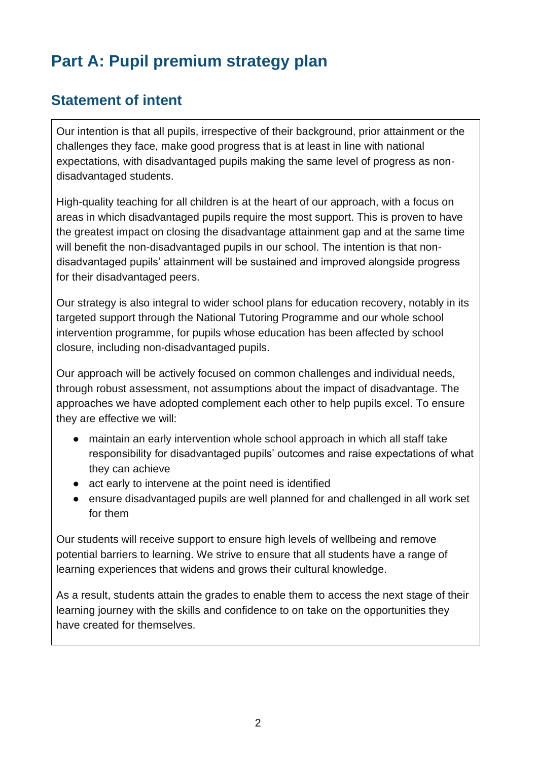# Part A: Pupil premium strategy plan

## Statement of intent

Our intention is that all pupils, irrespective of their background, prior attainment or the challenges they face, make good progress that is at least in line with national expectations, with disadvantaged pupils making the same level of progress as non-disadvantaged students.

High-quality teaching for all children is at the heart of our approach, with a focus on areas in which disadvantaged pupils require the most support. This is proven to have the greatest impact on closing the disadvantage attainment gap and at the same time will benefit the non-disadvantaged pupils in our school. The intention is that non-disadvantaged pupils' attainment will be sustained and improved alongside progress for their disadvantaged peers.

Our strategy is also integral to wider school plans for education recovery, notably in its targeted support through the National Tutoring Programme and our whole school intervention programme, for pupils whose education has been affected by school closure, including non-disadvantaged pupils.

Our approach will be actively focused on common challenges and individual needs, through robust assessment, not assumptions about the impact of disadvantage. The approaches we have adopted complement each other to help pupils excel. To ensure they are effective we will:

- maintain an early intervention whole school approach in which all staff take responsibility for disadvantaged pupils' outcomes and raise expectations of what they can achieve
- act early to intervene at the point need is identified
- ensure disadvantaged pupils are well planned for and challenged in all work set for them

Our students will receive support to ensure high levels of wellbeing and remove potential barriers to learning. We strive to ensure that all students have a range of learning experiences that widens and grows their cultural knowledge.

As a result, students attain the grades to enable them to access the next stage of their learning journey with the skills and confidence to on take on the opportunities they have created for themselves.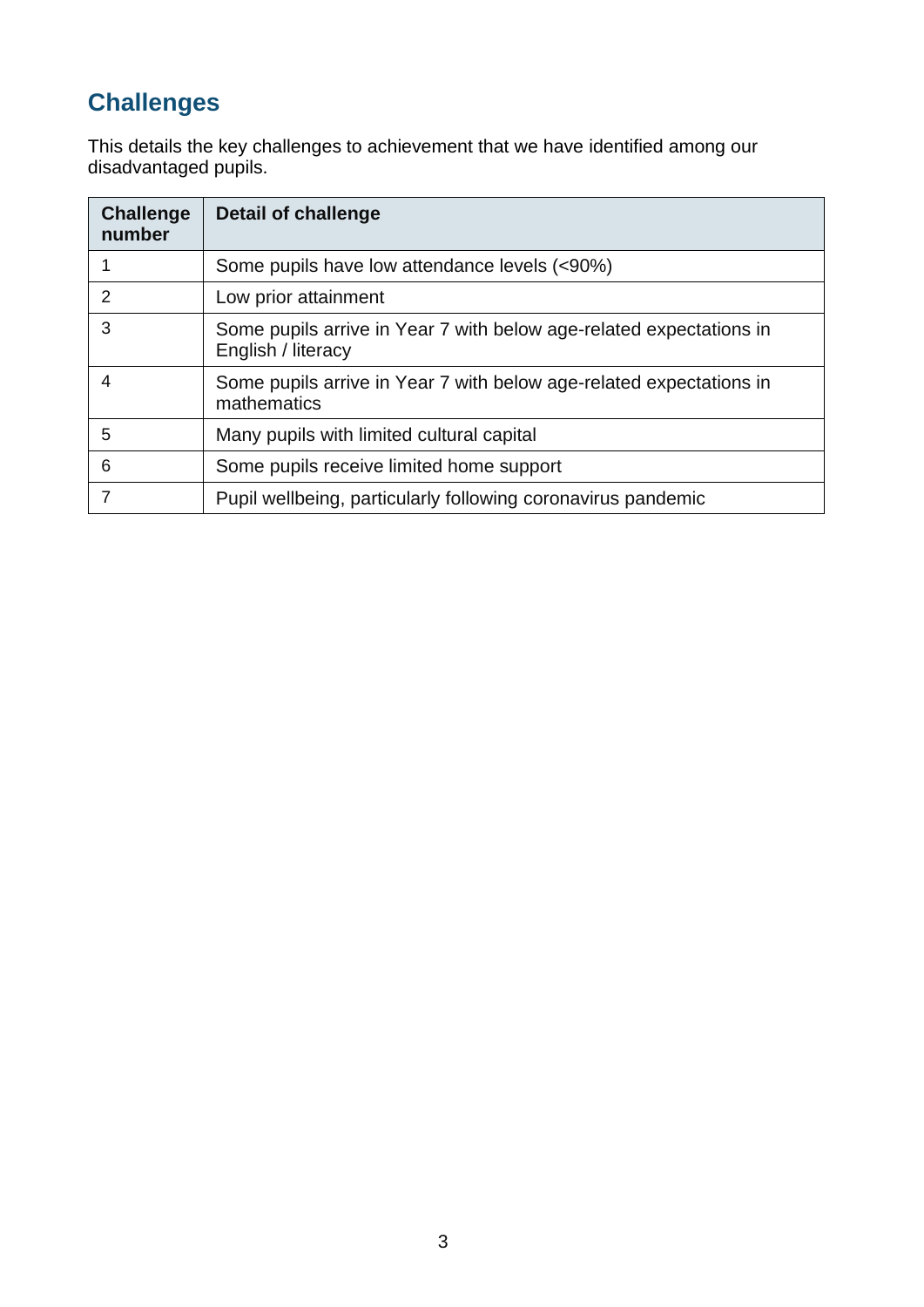## Challenges

This details the key challenges to achievement that we have identified among our disadvantaged pupils.

| Challenge number | Detail of challenge |
| --- | --- |
| 1 | Some pupils have low attendance levels (<90%) |
| 2 | Low prior attainment |
| 3 | Some pupils arrive in Year 7 with below age-related expectations in English / literacy |
| 4 | Some pupils arrive in Year 7 with below age-related expectations in mathematics |
| 5 | Many pupils with limited cultural capital |
| 6 | Some pupils receive limited home support |
| 7 | Pupil wellbeing, particularly following coronavirus pandemic |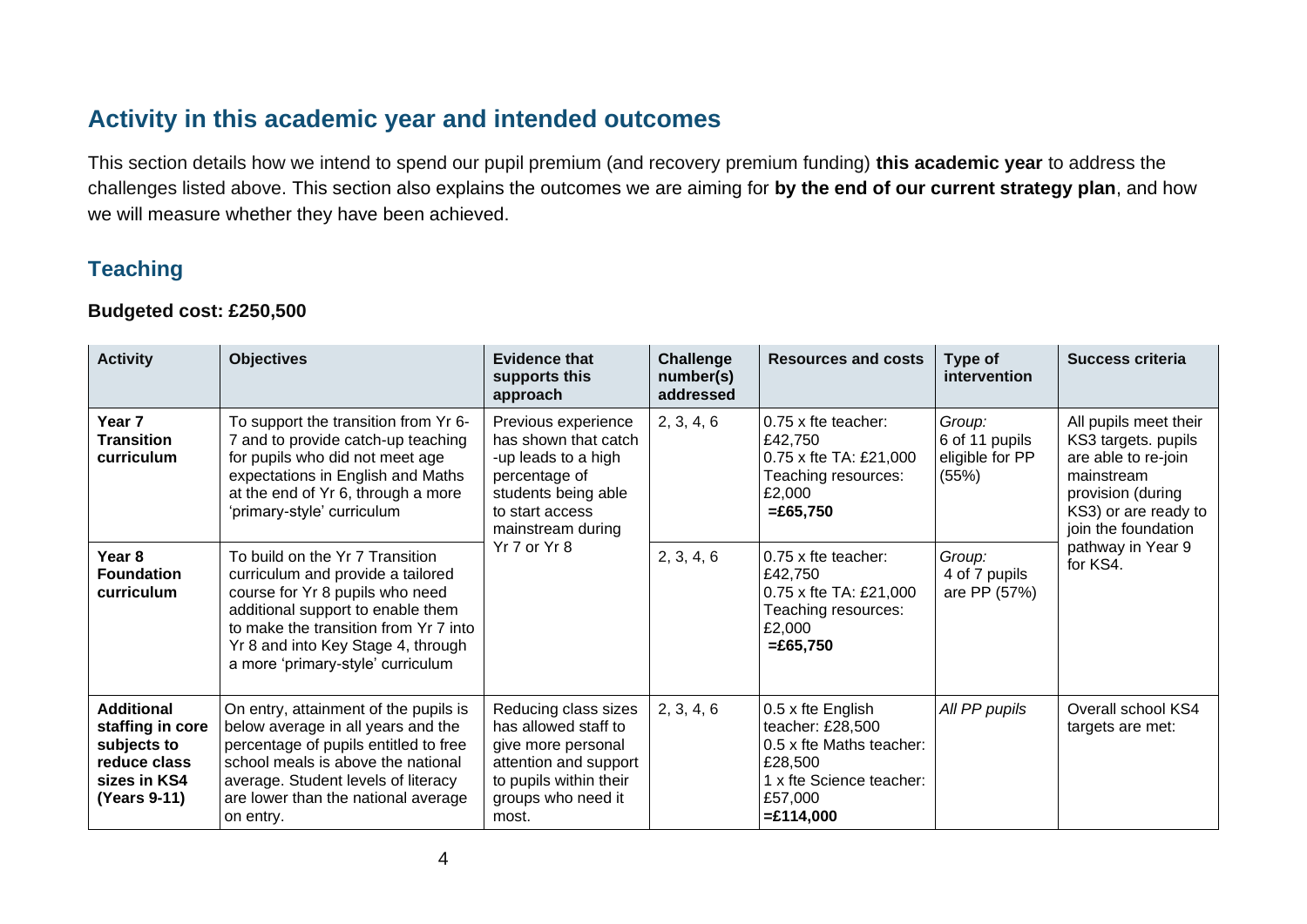## Activity in this academic year and intended outcomes

This section details how we intend to spend our pupil premium (and recovery premium funding) **this academic year** to address the challenges listed above. This section also explains the outcomes we are aiming for **by the end of our current strategy plan**, and how we will measure whether they have been achieved.

### Teaching

**Budgeted cost: £250,500**

| Activity | Objectives | Evidence that supports this approach | Challenge number(s) addressed | Resources and costs | Type of intervention | Success criteria |
|---|---|---|---|---|---|---|
| **Year 7 Transition curriculum** | To support the transition from Yr 6-7 and to provide catch-up teaching for pupils who did not meet age expectations in English and Maths at the end of Yr 6, through a more 'primary-style' curriculum | Previous experience has shown that catch-up leads to a high percentage of students being able to start access mainstream during Yr 7 or Yr 8 | 2, 3, 4, 6 | 0.75 x fte teacher: £42,750<br>0.75 x fte TA: £21,000<br>Teaching resources: £2,000<br>**=£65,750** | *Group:*<br>6 of 11 pupils eligible for PP (55%) | All pupils meet their KS3 targets. pupils are able to re-join mainstream provision (during KS3) or are ready to join the foundation pathway in Year 9 for KS4. |
| **Year 8 Foundation curriculum** | To build on the Yr 7 Transition curriculum and provide a tailored course for Yr 8 pupils who need additional support to enable them to make the transition from Yr 7 into Yr 8 and into Key Stage 4, through a more 'primary-style' curriculum | | 2, 3, 4, 6 | 0.75 x fte teacher: £42,750<br>0.75 x fte TA: £21,000<br>Teaching resources: £2,000<br>**=£65,750** | *Group:*<br>4 of 7 pupils are PP (57%) | |
| **Additional staffing in core subjects to reduce class sizes in KS4 (Years 9-11)** | On entry, attainment of the pupils is below average in all years and the percentage of pupils entitled to free school meals is above the national average. Student levels of literacy are lower than the national average on entry. | Reducing class sizes has allowed staff to give more personal attention and support to pupils within their groups who need it most. | 2, 3, 4, 6 | 0.5 x fte English teacher: £28,500<br>0.5 x fte Maths teacher: £28,500<br>1 x fte Science teacher: £57,000<br>**=£114,000** | *All PP pupils* | Overall school KS4 targets are met: |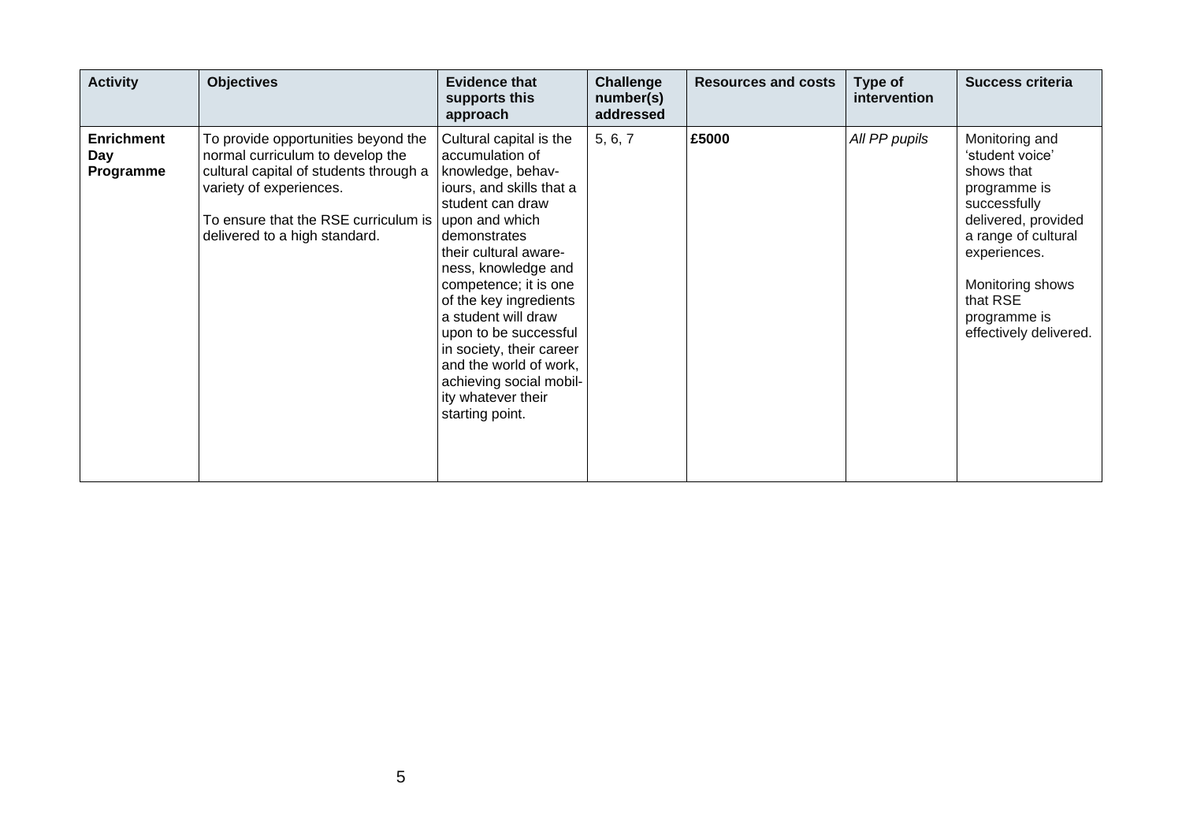| Activity | Objectives | Evidence that supports this approach | Challenge number(s) addressed | Resources and costs | Type of intervention | Success criteria |
|---|---|---|---|---|---|---|
| **Enrichment Day Programme** | To provide opportunities beyond the normal curriculum to develop the cultural capital of students through a variety of experiences.<br><br>To ensure that the RSE curriculum is delivered to a high standard. | Cultural capital is the accumulation of knowledge, behaviours, and skills that a student can draw upon and which demonstrates their cultural awareness, knowledge and competence; it is one of the key ingredients a student will draw upon to be successful in society, their career and the world of work, achieving social mobility whatever their starting point. | 5, 6, 7 | **£5000** | *All PP pupils* | Monitoring and 'student voice' shows that programme is successfully delivered, provided a range of cultural experiences.<br><br>Monitoring shows that RSE programme is effectively delivered. |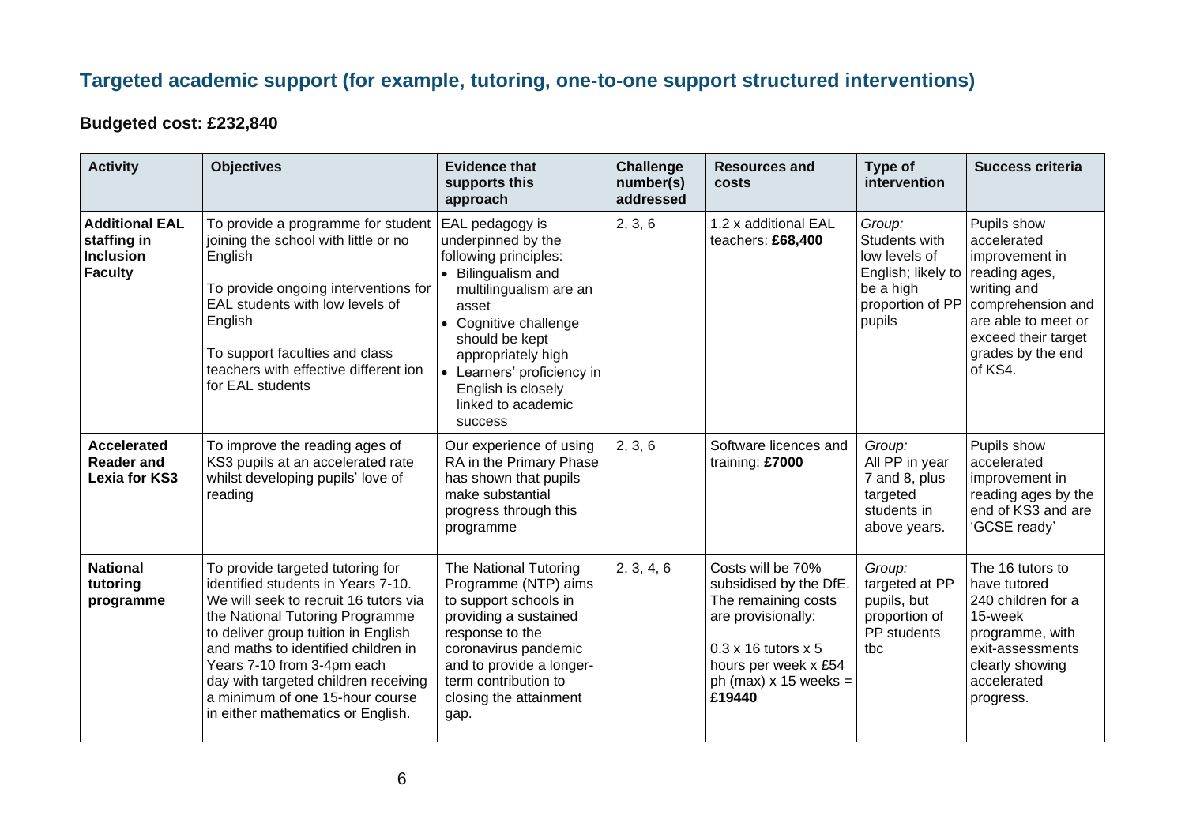## Targeted academic support (for example, tutoring, one-to-one support structured interventions)

**Budgeted cost: £232,840**

| Activity | Objectives | Evidence that supports this approach | Challenge number(s) addressed | Resources and costs | Type of intervention | Success criteria |
|---|---|---|---|---|---|---|
| **Additional EAL staffing in Inclusion Faculty** | To provide a programme for student joining the school with little or no English<br><br>To provide ongoing interventions for EAL students with low levels of English<br><br>To support faculties and class teachers with effective different ion for EAL students | EAL pedagogy is underpinned by the following principles:<br>• Bilingualism and multilingualism are an asset<br>• Cognitive challenge should be kept appropriately high<br>• Learners' proficiency in English is closely linked to academic success | 2, 3, 6 | 1.2 x additional EAL teachers: **£68,400** | *Group:*<br>Students with low levels of English; likely to be a high proportion of PP pupils | Pupils show accelerated improvement in reading ages, writing and comprehension and are able to meet or exceed their target grades by the end of KS4. |
| **Accelerated Reader and Lexia for KS3** | To improve the reading ages of KS3 pupils at an accelerated rate whilst developing pupils' love of reading | Our experience of using RA in the Primary Phase has shown that pupils make substantial progress through this programme | 2, 3, 6 | Software licences and training: **£7000** | *Group:*<br>All PP in year 7 and 8, plus targeted students in above years. | Pupils show accelerated improvement in reading ages by the end of KS3 and are 'GCSE ready' |
| **National tutoring programme** | To provide targeted tutoring for identified students in Years 7-10. We will seek to recruit 16 tutors via the National Tutoring Programme to deliver group tuition in English and maths to identified children in Years 7-10 from 3-4pm each day with targeted children receiving a minimum of one 15-hour course in either mathematics or English. | The National Tutoring Programme (NTP) aims to support schools in providing a sustained response to the coronavirus pandemic and to provide a longer-term contribution to closing the attainment gap. | 2, 3, 4, 6 | Costs will be 70% subsidised by the DfE. The remaining costs are provisionally:<br><br>0.3 x 16 tutors x 5 hours per week x £54 ph (max) x 15 weeks = **£19440** | *Group:*<br>targeted at PP pupils, but proportion of PP students tbc | The 16 tutors to have tutored 240 children for a 15-week programme, with exit-assessments clearly showing accelerated progress. |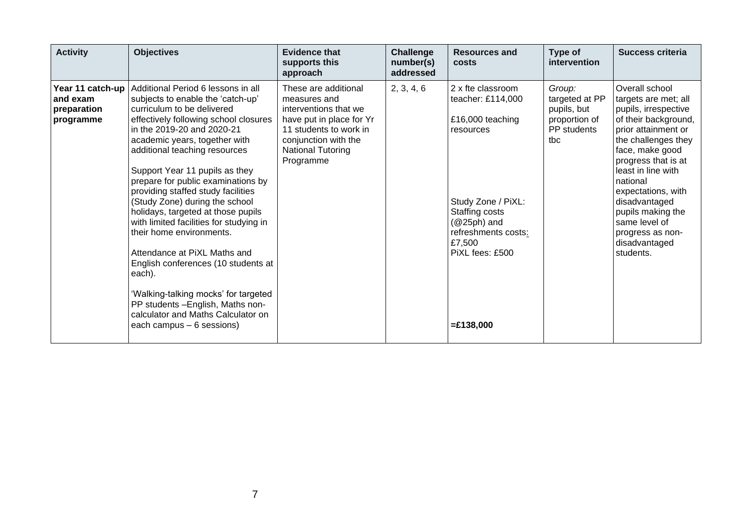| Activity | Objectives | Evidence that supports this approach | Challenge number(s) addressed | Resources and costs | Type of intervention | Success criteria |
|---|---|---|---|---|---|---|
| **Year 11 catch-up and exam preparation programme** | Additional Period 6 lessons in all subjects to enable the 'catch-up' curriculum to be delivered effectively following school closures in the 2019-20 and 2020-21 academic years, together with additional teaching resources<br><br>Support Year 11 pupils as they prepare for public examinations by providing staffed study facilities (Study Zone) during the school holidays, targeted at those pupils with limited facilities for studying in their home environments.<br><br>Attendance at PiXL Maths and English conferences (10 students at each).<br><br>'Walking-talking mocks' for targeted PP students –English, Maths non-calculator and Maths Calculator on each campus – 6 sessions) | These are additional measures and interventions that we have put in place for Yr 11 students to work in conjunction with the National Tutoring Programme | 2, 3, 4, 6 | 2 x fte classroom teacher: £114,000<br><br>£16,000 teaching resources<br><br>Study Zone / PiXL: Staffing costs (@25ph) and refreshments costs: £7,500<br>PiXL fees: £500<br><br>**=£138,000** | *Group:* targeted at PP pupils, but proportion of PP students tbc | Overall school targets are met; all pupils, irrespective of their background, prior attainment or the challenges they face, make good progress that is at least in line with national expectations, with disadvantaged pupils making the same level of progress as non-disadvantaged students. |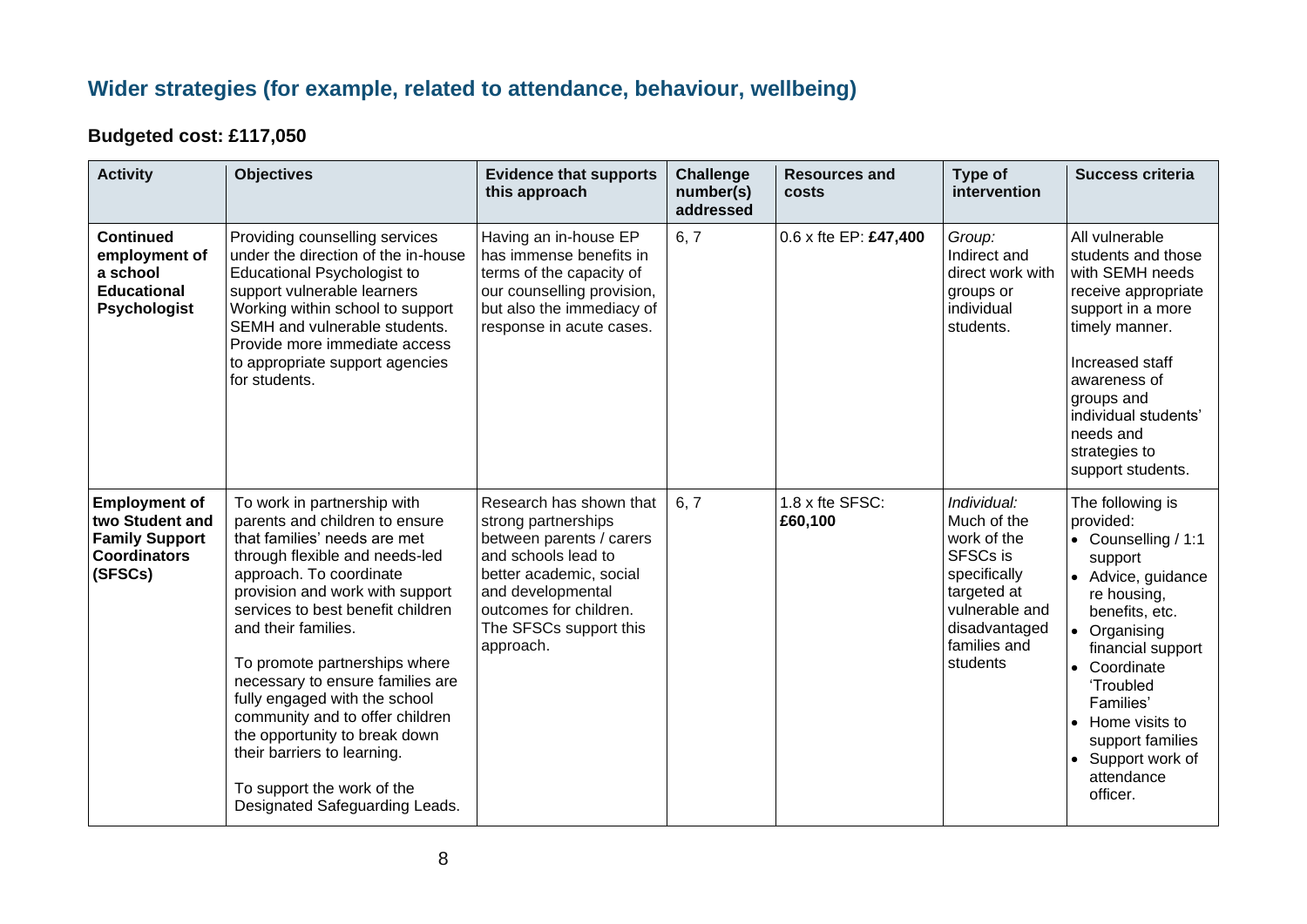## Wider strategies (for example, related to attendance, behaviour, wellbeing)

**Budgeted cost: £117,050**

| Activity | Objectives | Evidence that supports this approach | Challenge number(s) addressed | Resources and costs | Type of intervention | Success criteria |
|---|---|---|---|---|---|---|
| **Continued employment of a school Educational Psychologist** | Providing counselling services under the direction of the in-house Educational Psychologist to support vulnerable learners Working within school to support SEMH and vulnerable students. Provide more immediate access to appropriate support agencies for students. | Having an in-house EP has immense benefits in terms of the capacity of our counselling provision, but also the immediacy of response in acute cases. | 6, 7 | 0.6 x fte EP: **£47,400** | *Group:* Indirect and direct work with groups or individual students. | All vulnerable students and those with SEMH needs receive appropriate support in a more timely manner.<br><br>Increased staff awareness of groups and individual students' needs and strategies to support students. |
| **Employment of two Student and Family Support Coordinators (SFSCs)** | To work in partnership with parents and children to ensure that families' needs are met through flexible and needs-led approach. To coordinate provision and work with support services to best benefit children and their families.<br><br>To promote partnerships where necessary to ensure families are fully engaged with the school community and to offer children the opportunity to break down their barriers to learning.<br><br>To support the work of the Designated Safeguarding Leads. | Research has shown that strong partnerships between parents / carers and schools lead to better academic, social and developmental outcomes for children. The SFSCs support this approach. | 6, 7 | 1.8 x fte SFSC: **£60,100** | *Individual:* Much of the work of the SFSCs is specifically targeted at vulnerable and disadvantaged families and students | The following is provided:<br>• Counselling / 1:1 support<br>• Advice, guidance re housing, benefits, etc.<br>• Organising financial support<br>• Coordinate 'Troubled Families'<br>• Home visits to support families<br>• Support work of attendance officer. |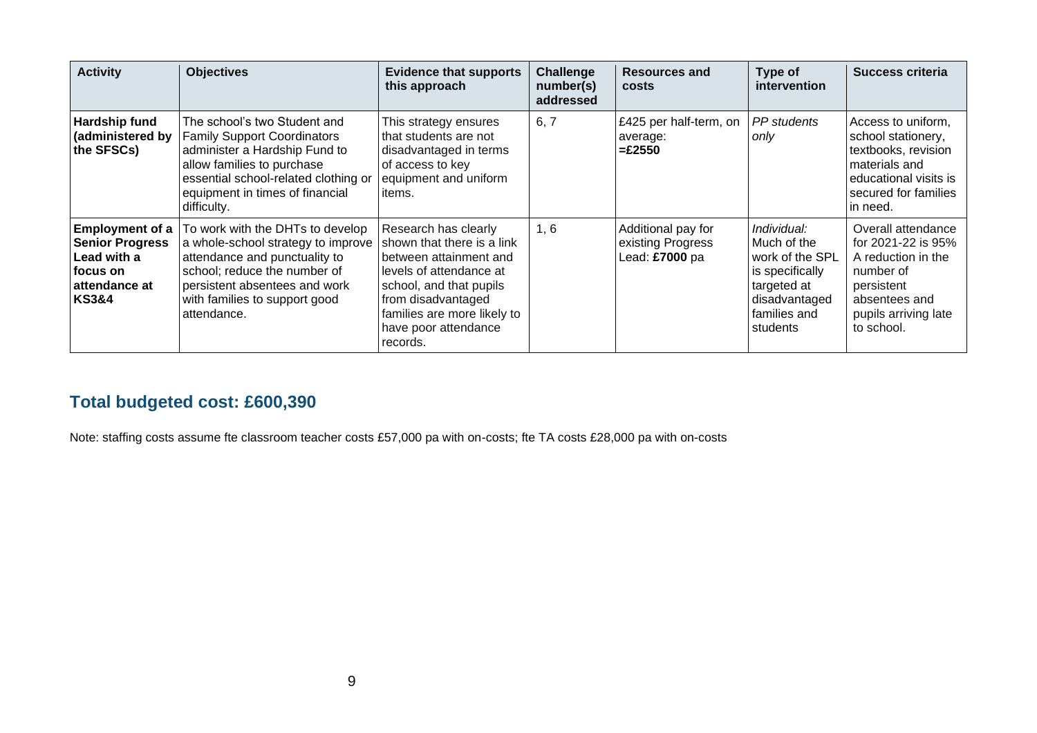| Activity | Objectives | Evidence that supports this approach | Challenge number(s) addressed | Resources and costs | Type of intervention | Success criteria |
|---|---|---|---|---|---|---|
| **Hardship fund (administered by the SFSCs)** | The school's two Student and Family Support Coordinators administer a Hardship Fund to allow families to purchase essential school-related clothing or equipment in times of financial difficulty. | This strategy ensures that students are not disadvantaged in terms of access to key equipment and uniform items. | 6, 7 | £425 per half-term, on average: **=£2550** | *PP students only* | Access to uniform, school stationery, textbooks, revision materials and educational visits is secured for families in need. |
| **Employment of a Senior Progress Lead with a focus on attendance at KS3&4** | To work with the DHTs to develop a whole-school strategy to improve attendance and punctuality to school; reduce the number of persistent absentees and work with families to support good attendance. | Research has clearly shown that there is a link between attainment and levels of attendance at school, and that pupils from disadvantaged families are more likely to have poor attendance records. | 1, 6 | Additional pay for existing Progress Lead: **£7000** pa | *Individual:* Much of the work of the SPL is specifically targeted at disadvantaged families and students | Overall attendance for 2021-22 is 95% A reduction in the number of persistent absentees and pupils arriving late to school. |

## Total budgeted cost: £600,390

Note: staffing costs assume fte classroom teacher costs £57,000 pa with on-costs; fte TA costs £28,000 pa with on-costs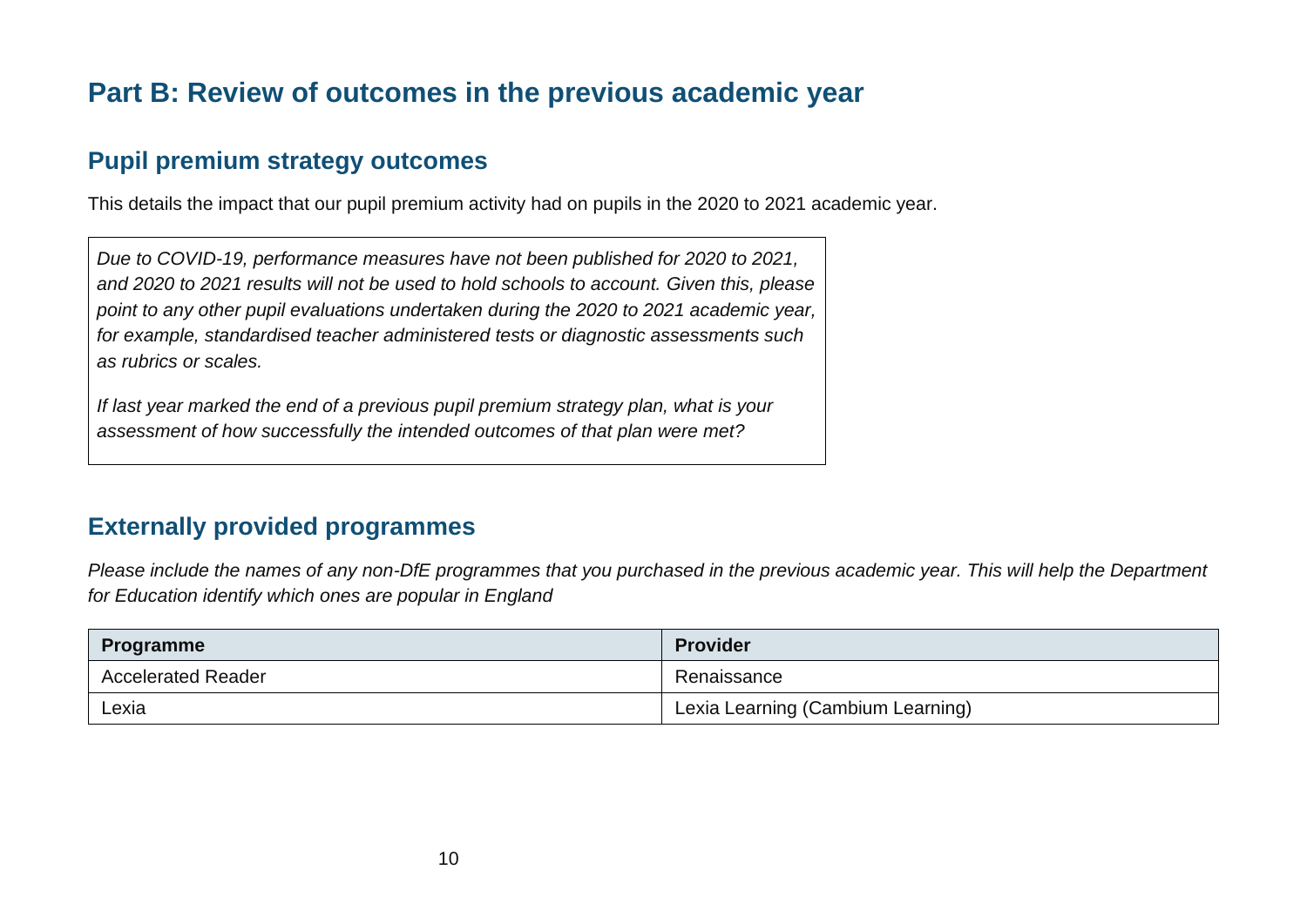# Part B: Review of outcomes in the previous academic year

## Pupil premium strategy outcomes

This details the impact that our pupil premium activity had on pupils in the 2020 to 2021 academic year.

*Due to COVID-19, performance measures have not been published for 2020 to 2021, and 2020 to 2021 results will not be used to hold schools to account. Given this, please point to any other pupil evaluations undertaken during the 2020 to 2021 academic year, for example, standardised teacher administered tests or diagnostic assessments such as rubrics or scales.*

*If last year marked the end of a previous pupil premium strategy plan, what is your assessment of how successfully the intended outcomes of that plan were met?*

## Externally provided programmes

*Please include the names of any non-DfE programmes that you purchased in the previous academic year. This will help the Department for Education identify which ones are popular in England*

| Programme | Provider |
|---|---|
| Accelerated Reader | Renaissance |
| Lexia | Lexia Learning (Cambium Learning) |